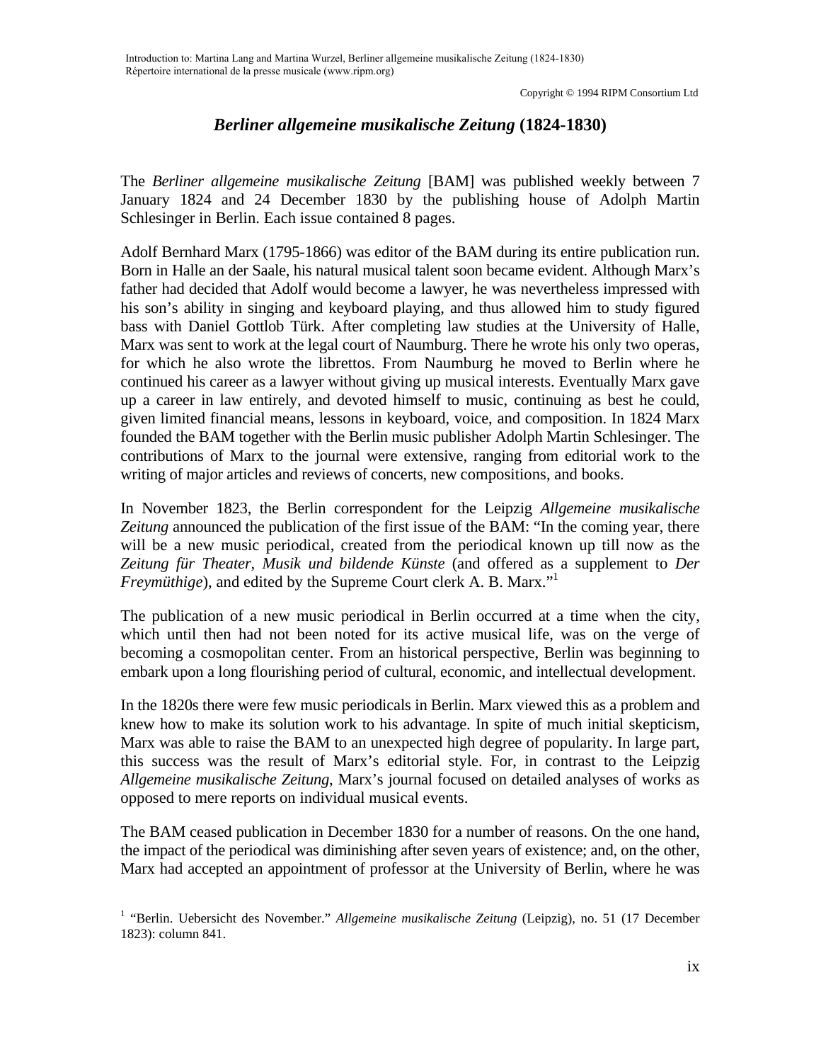# *Berliner allgemeine musikalische Zeitung* (1824-1830)

The *Berliner allgemeine musikalische Zeitung* [BAM] was published weekly between 7 January 1824 and 24 December 1830 by the publishing house of Adolph Martin Schlesinger in Berlin. Each issue contained 8 pages.

Adolf Bernhard Marx (1795-1866) was editor of the BAM during its entire publication run. Born in Halle an der Saale, his natural musical talent soon became evident. Although Marx's father had decided that Adolf would become a lawyer, he was nevertheless impressed with his son's ability in singing and keyboard playing, and thus allowed him to study figured bass with Daniel Gottlob Türk. After completing law studies at the University of Halle, Marx was sent to work at the legal court of Naumburg. There he wrote his only two operas, for which he also wrote the librettos. From Naumburg he moved to Berlin where he continued his career as a lawyer without giving up musical interests. Eventually Marx gave up a career in law entirely, and devoted himself to music, continuing as best he could, given limited financial means, lessons in keyboard, voice, and composition. In 1824 Marx founded the BAM together with the Berlin music publisher Adolph Martin Schlesinger. The contributions of Marx to the journal were extensive, ranging from editorial work to the writing of major articles and reviews of concerts, new compositions, and books.

In November 1823, the Berlin correspondent for the Leipzig *Allgemeine musikalische Zeitung* announced the publication of the first issue of the BAM: "In the coming year, there will be a new music periodical, created from the periodical known up till now as the *Zeitung für Theater, Musik und bildende Künste* (and offered as a supplement to *Der Freymüthige*), and edited by the Supreme Court clerk A. B. Marx."[1]

The publication of a new music periodical in Berlin occurred at a time when the city, which until then had not been noted for its active musical life, was on the verge of becoming a cosmopolitan center. From an historical perspective, Berlin was beginning to embark upon a long flourishing period of cultural, economic, and intellectual development.

In the 1820s there were few music periodicals in Berlin. Marx viewed this as a problem and knew how to make its solution work to his advantage. In spite of much initial skepticism, Marx was able to raise the BAM to an unexpected high degree of popularity. In large part, this success was the result of Marx's editorial style. For, in contrast to the Leipzig *Allgemeine musikalische Zeitung*, Marx's journal focused on detailed analyses of works as opposed to mere reports on individual musical events.

The BAM ceased publication in December 1830 for a number of reasons. On the one hand, the impact of the periodical was diminishing after seven years of existence; and, on the other, Marx had accepted an appointment of professor at the University of Berlin, where he was

[1] "Berlin. Uebersicht des November." *Allgemeine musikalische Zeitung* (Leipzig), no. 51 (17 December 1823): column 841.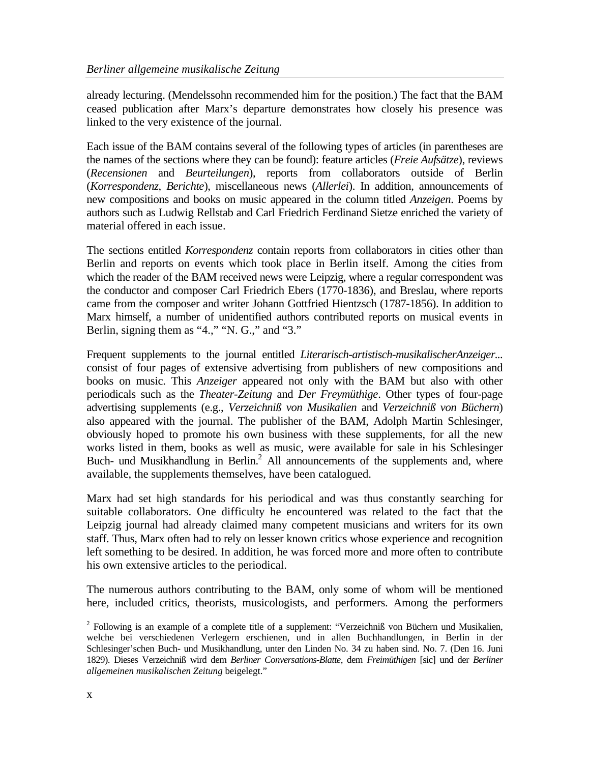already lecturing. (Mendelssohn recommended him for the position.) The fact that the BAM ceased publication after Marx's departure demonstrates how closely his presence was linked to the very existence of the journal.

Each issue of the BAM contains several of the following types of articles (in parentheses are the names of the sections where they can be found): feature articles (*Freie Aufsätze*), reviews (*Recensionen* and *Beurteilungen*), reports from collaborators outside of Berlin (*Korrespondenz*, *Berichte*), miscellaneous news (*Allerlei*). In addition, announcements of new compositions and books on music appeared in the column titled *Anzeigen*. Poems by authors such as Ludwig Rellstab and Carl Friedrich Ferdinand Sietze enriched the variety of material offered in each issue.

The sections entitled *Korrespondenz* contain reports from collaborators in cities other than Berlin and reports on events which took place in Berlin itself. Among the cities from which the reader of the BAM received news were Leipzig, where a regular correspondent was the conductor and composer Carl Friedrich Ebers (1770-1836), and Breslau, where reports came from the composer and writer Johann Gottfried Hientzsch (1787-1856). In addition to Marx himself, a number of unidentified authors contributed reports on musical events in Berlin, signing them as "4.," "N. G.," and "3."

Frequent supplements to the journal entitled *Literarisch-artistisch-musikalischerAnzeiger...* consist of four pages of extensive advertising from publishers of new compositions and books on music. This *Anzeiger* appeared not only with the BAM but also with other periodicals such as the *Theater-Zeitung* and *Der Freymüthige*. Other types of four-page advertising supplements (e.g., *Verzeichniß von Musikalien* and *Verzeichniß von Büchern*) also appeared with the journal. The publisher of the BAM, Adolph Martin Schlesinger, obviously hoped to promote his own business with these supplements, for all the new works listed in them, books as well as music, were available for sale in his Schlesinger Buch- und Musikhandlung in Berlin.[2] All announcements of the supplements and, where available, the supplements themselves, have been catalogued.

Marx had set high standards for his periodical and was thus constantly searching for suitable collaborators. One difficulty he encountered was related to the fact that the Leipzig journal had already claimed many competent musicians and writers for its own staff. Thus, Marx often had to rely on lesser known critics whose experience and recognition left something to be desired. In addition, he was forced more and more often to contribute his own extensive articles to the periodical.

The numerous authors contributing to the BAM, only some of whom will be mentioned here, included critics, theorists, musicologists, and performers. Among the performers

[2] Following is an example of a complete title of a supplement: "Verzeichniß von Büchern und Musikalien, welche bei verschiedenen Verlegern erschienen, und in allen Buchhandlungen, in Berlin in der Schlesinger'schen Buch- und Musikhandlung, unter den Linden No. 34 zu haben sind. No. 7. (Den 16. Juni 1829). Dieses Verzeichniß wird dem *Berliner Conversations-Blatte*, dem *Freimüthigen* [sic] und der *Berliner allgemeinen musikalischen Zeitung* beigelegt."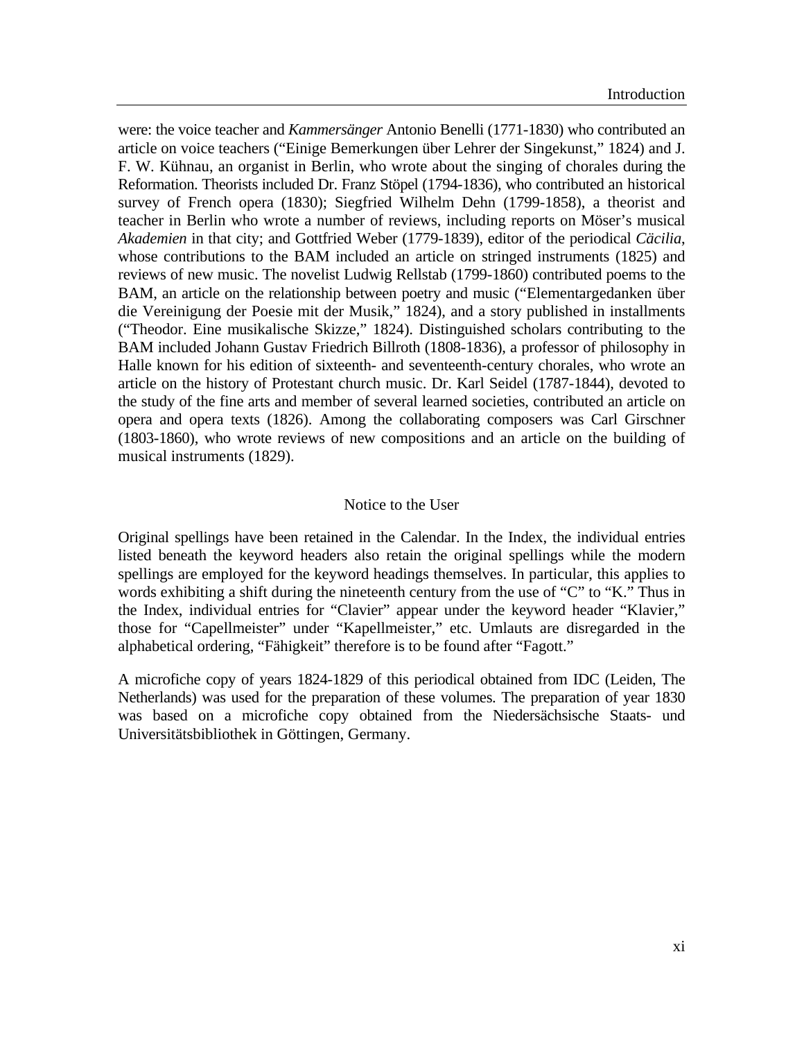were: the voice teacher and *Kammersänger* Antonio Benelli (1771-1830) who contributed an article on voice teachers ("Einige Bemerkungen über Lehrer der Singekunst," 1824) and J. F. W. Kühnau, an organist in Berlin, who wrote about the singing of chorales during the Reformation. Theorists included Dr. Franz Stöpel (1794-1836), who contributed an historical survey of French opera (1830); Siegfried Wilhelm Dehn (1799-1858), a theorist and teacher in Berlin who wrote a number of reviews, including reports on Möser's musical *Akademien* in that city; and Gottfried Weber (1779-1839), editor of the periodical *Cäcilia*, whose contributions to the BAM included an article on stringed instruments (1825) and reviews of new music. The novelist Ludwig Rellstab (1799-1860) contributed poems to the BAM, an article on the relationship between poetry and music ("Elementargedanken über die Vereinigung der Poesie mit der Musik," 1824), and a story published in installments ("Theodor. Eine musikalische Skizze," 1824). Distinguished scholars contributing to the BAM included Johann Gustav Friedrich Billroth (1808-1836), a professor of philosophy in Halle known for his edition of sixteenth- and seventeenth-century chorales, who wrote an article on the history of Protestant church music. Dr. Karl Seidel (1787-1844), devoted to the study of the fine arts and member of several learned societies, contributed an article on opera and opera texts (1826). Among the collaborating composers was Carl Girschner (1803-1860), who wrote reviews of new compositions and an article on the building of musical instruments (1829).

## Notice to the User

Original spellings have been retained in the Calendar. In the Index, the individual entries listed beneath the keyword headers also retain the original spellings while the modern spellings are employed for the keyword headings themselves. In particular, this applies to words exhibiting a shift during the nineteenth century from the use of "C" to "K." Thus in the Index, individual entries for "Clavier" appear under the keyword header "Klavier," those for "Capellmeister" under "Kapellmeister," etc. Umlauts are disregarded in the alphabetical ordering, "Fähigkeit" therefore is to be found after "Fagott."

A microfiche copy of years 1824-1829 of this periodical obtained from IDC (Leiden, The Netherlands) was used for the preparation of these volumes. The preparation of year 1830 was based on a microfiche copy obtained from the Niedersächsische Staats- und Universitätsbibliothek in Göttingen, Germany.